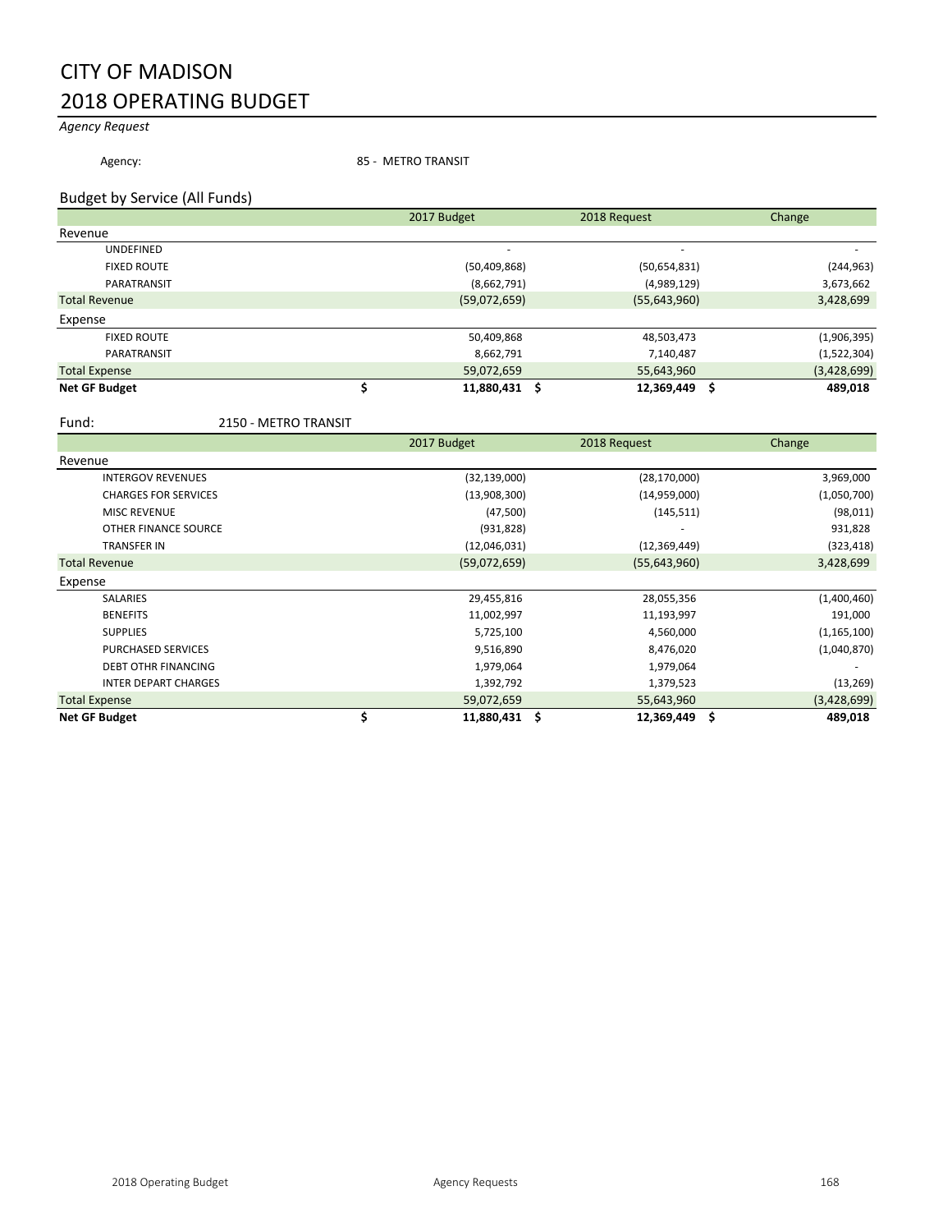# CITY OF MADISON
# 2018 OPERATING BUDGET

*Agency Request*

Agency: 85 - METRO TRANSIT

## Budget by Service (All Funds)

| | 2017 Budget | 2018 Request | Change |
|---|---|---|---|
| **Revenue** | | | |
| UNDEFINED | - | - | - |
| FIXED ROUTE | (50,409,868) | (50,654,831) | (244,963) |
| PARATRANSIT | (8,662,791) | (4,989,129) | 3,673,662 |
| Total Revenue | (59,072,659) | (55,643,960) | 3,428,699 |
| **Expense** | | | |
| FIXED ROUTE | 50,409,868 | 48,503,473 | (1,906,395) |
| PARATRANSIT | 8,662,791 | 7,140,487 | (1,522,304) |
| Total Expense | 59,072,659 | 55,643,960 | (3,428,699) |
| **Net GF Budget** | **$ 11,880,431** | **$ 12,369,449** | **$ 489,018** |

Fund: 2150 - METRO TRANSIT

| | 2017 Budget | 2018 Request | Change |
|---|---|---|---|
| **Revenue** | | | |
| INTERGOV REVENUES | (32,139,000) | (28,170,000) | 3,969,000 |
| CHARGES FOR SERVICES | (13,908,300) | (14,959,000) | (1,050,700) |
| MISC REVENUE | (47,500) | (145,511) | (98,011) |
| OTHER FINANCE SOURCE | (931,828) | - | 931,828 |
| TRANSFER IN | (12,046,031) | (12,369,449) | (323,418) |
| Total Revenue | (59,072,659) | (55,643,960) | 3,428,699 |
| **Expense** | | | |
| SALARIES | 29,455,816 | 28,055,356 | (1,400,460) |
| BENEFITS | 11,002,997 | 11,193,997 | 191,000 |
| SUPPLIES | 5,725,100 | 4,560,000 | (1,165,100) |
| PURCHASED SERVICES | 9,516,890 | 8,476,020 | (1,040,870) |
| DEBT OTHR FINANCING | 1,979,064 | 1,979,064 | - |
| INTER DEPART CHARGES | 1,392,792 | 1,379,523 | (13,269) |
| Total Expense | 59,072,659 | 55,643,960 | (3,428,699) |
| **Net GF Budget** | **$ 11,880,431** | **$ 12,369,449** | **$ 489,018** |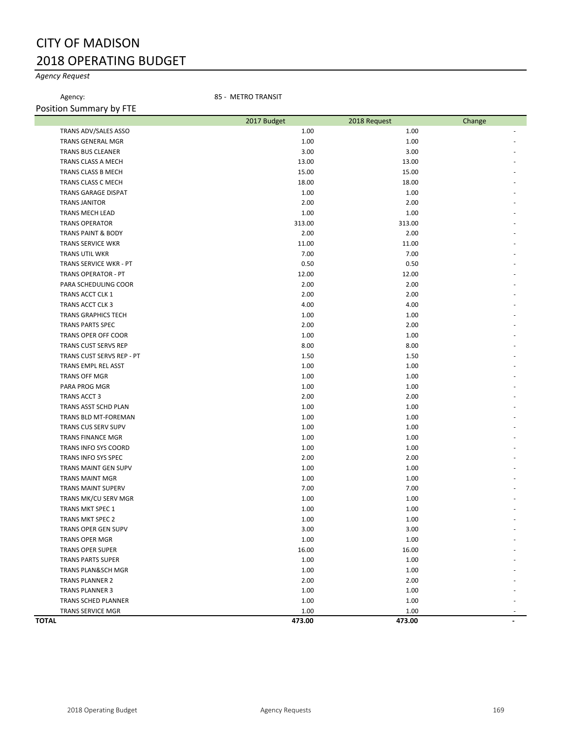# CITY OF MADISON
# 2018 OPERATING BUDGET

*Agency Request*

Agency: 85 - METRO TRANSIT

## Position Summary by FTE

| | 2017 Budget | 2018 Request | Change |
|---|---|---|---|
| TRANS ADV/SALES ASSO | 1.00 | 1.00 | - |
| TRANS GENERAL MGR | 1.00 | 1.00 | - |
| TRANS BUS CLEANER | 3.00 | 3.00 | - |
| TRANS CLASS A MECH | 13.00 | 13.00 | - |
| TRANS CLASS B MECH | 15.00 | 15.00 | - |
| TRANS CLASS C MECH | 18.00 | 18.00 | - |
| TRANS GARAGE DISPAT | 1.00 | 1.00 | - |
| TRANS JANITOR | 2.00 | 2.00 | - |
| TRANS MECH LEAD | 1.00 | 1.00 | - |
| TRANS OPERATOR | 313.00 | 313.00 | - |
| TRANS PAINT & BODY | 2.00 | 2.00 | - |
| TRANS SERVICE WKR | 11.00 | 11.00 | - |
| TRANS UTIL WKR | 7.00 | 7.00 | - |
| TRANS SERVICE WKR - PT | 0.50 | 0.50 | - |
| TRANS OPERATOR - PT | 12.00 | 12.00 | - |
| PARA SCHEDULING COOR | 2.00 | 2.00 | - |
| TRANS ACCT CLK 1 | 2.00 | 2.00 | - |
| TRANS ACCT CLK 3 | 4.00 | 4.00 | - |
| TRANS GRAPHICS TECH | 1.00 | 1.00 | - |
| TRANS PARTS SPEC | 2.00 | 2.00 | - |
| TRANS OPER OFF COOR | 1.00 | 1.00 | - |
| TRANS CUST SERVS REP | 8.00 | 8.00 | - |
| TRANS CUST SERVS REP - PT | 1.50 | 1.50 | - |
| TRANS EMPL REL ASST | 1.00 | 1.00 | - |
| TRANS OFF MGR | 1.00 | 1.00 | - |
| PARA PROG MGR | 1.00 | 1.00 | - |
| TRANS ACCT 3 | 2.00 | 2.00 | - |
| TRANS ASST SCHD PLAN | 1.00 | 1.00 | - |
| TRANS BLD MT-FOREMAN | 1.00 | 1.00 | - |
| TRANS CUS SERV SUPV | 1.00 | 1.00 | - |
| TRANS FINANCE MGR | 1.00 | 1.00 | - |
| TRANS INFO SYS COORD | 1.00 | 1.00 | - |
| TRANS INFO SYS SPEC | 2.00 | 2.00 | - |
| TRANS MAINT GEN SUPV | 1.00 | 1.00 | - |
| TRANS MAINT MGR | 1.00 | 1.00 | - |
| TRANS MAINT SUPERV | 7.00 | 7.00 | - |
| TRANS MK/CU SERV MGR | 1.00 | 1.00 | - |
| TRANS MKT SPEC 1 | 1.00 | 1.00 | - |
| TRANS MKT SPEC 2 | 1.00 | 1.00 | - |
| TRANS OPER GEN SUPV | 3.00 | 3.00 | - |
| TRANS OPER MGR | 1.00 | 1.00 | - |
| TRANS OPER SUPER | 16.00 | 16.00 | - |
| TRANS PARTS SUPER | 1.00 | 1.00 | - |
| TRANS PLAN&SCH MGR | 1.00 | 1.00 | - |
| TRANS PLANNER 2 | 2.00 | 2.00 | - |
| TRANS PLANNER 3 | 1.00 | 1.00 | - |
| TRANS SCHED PLANNER | 1.00 | 1.00 | - |
| TRANS SERVICE MGR | 1.00 | 1.00 | - |
| **TOTAL** | **473.00** | **473.00** | **-** |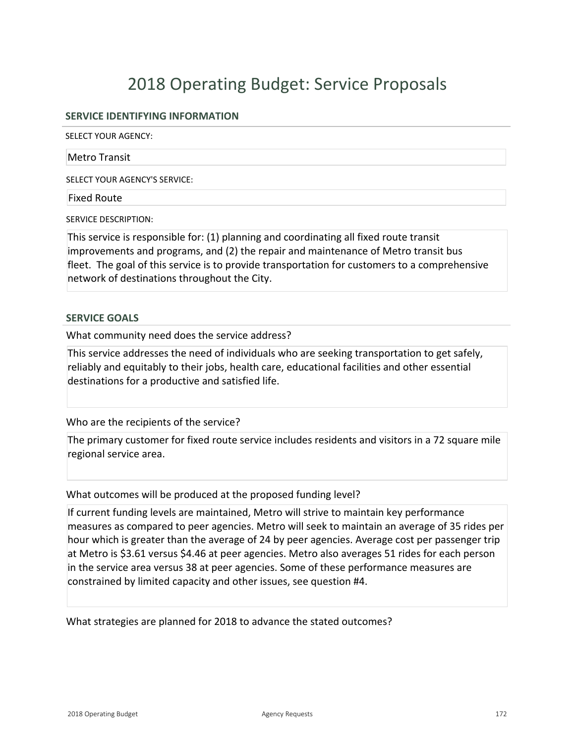# 2018 Operating Budget: Service Proposals

## SERVICE IDENTIFYING INFORMATION

SELECT YOUR AGENCY:

Metro Transit

SELECT YOUR AGENCY'S SERVICE:

Fixed Route

SERVICE DESCRIPTION:

This service is responsible for: (1) planning and coordinating all fixed route transit improvements and programs, and (2) the repair and maintenance of Metro transit bus fleet. The goal of this service is to provide transportation for customers to a comprehensive network of destinations throughout the City.

## SERVICE GOALS

What community need does the service address?

This service addresses the need of individuals who are seeking transportation to get safely, reliably and equitably to their jobs, health care, educational facilities and other essential destinations for a productive and satisfied life.

Who are the recipients of the service?

The primary customer for fixed route service includes residents and visitors in a 72 square mile regional service area.

What outcomes will be produced at the proposed funding level?

If current funding levels are maintained, Metro will strive to maintain key performance measures as compared to peer agencies. Metro will seek to maintain an average of 35 rides per hour which is greater than the average of 24 by peer agencies. Average cost per passenger trip at Metro is $3.61 versus $4.46 at peer agencies. Metro also averages 51 rides for each person in the service area versus 38 at peer agencies. Some of these performance measures are constrained by limited capacity and other issues, see question #4.

What strategies are planned for 2018 to advance the stated outcomes?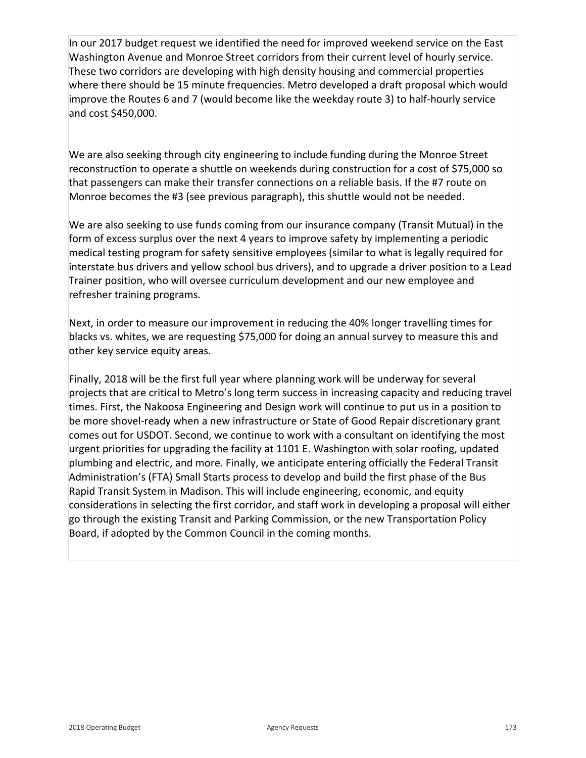In our 2017 budget request we identified the need for improved weekend service on the East Washington Avenue and Monroe Street corridors from their current level of hourly service. These two corridors are developing with high density housing and commercial properties where there should be 15 minute frequencies. Metro developed a draft proposal which would improve the Routes 6 and 7 (would become like the weekday route 3) to half-hourly service and cost $450,000.

We are also seeking through city engineering to include funding during the Monroe Street reconstruction to operate a shuttle on weekends during construction for a cost of $75,000 so that passengers can make their transfer connections on a reliable basis. If the #7 route on Monroe becomes the #3 (see previous paragraph), this shuttle would not be needed.

We are also seeking to use funds coming from our insurance company (Transit Mutual) in the form of excess surplus over the next 4 years to improve safety by implementing a periodic medical testing program for safety sensitive employees (similar to what is legally required for interstate bus drivers and yellow school bus drivers), and to upgrade a driver position to a Lead Trainer position, who will oversee curriculum development and our new employee and refresher training programs.

Next, in order to measure our improvement in reducing the 40% longer travelling times for blacks vs. whites, we are requesting $75,000 for doing an annual survey to measure this and other key service equity areas.

Finally, 2018 will be the first full year where planning work will be underway for several projects that are critical to Metro's long term success in increasing capacity and reducing travel times. First, the Nakoosa Engineering and Design work will continue to put us in a position to be more shovel-ready when a new infrastructure or State of Good Repair discretionary grant comes out for USDOT. Second, we continue to work with a consultant on identifying the most urgent priorities for upgrading the facility at 1101 E. Washington with solar roofing, updated plumbing and electric, and more. Finally, we anticipate entering officially the Federal Transit Administration's (FTA) Small Starts process to develop and build the first phase of the Bus Rapid Transit System in Madison. This will include engineering, economic, and equity considerations in selecting the first corridor, and staff work in developing a proposal will either go through the existing Transit and Parking Commission, or the new Transportation Policy Board, if adopted by the Common Council in the coming months.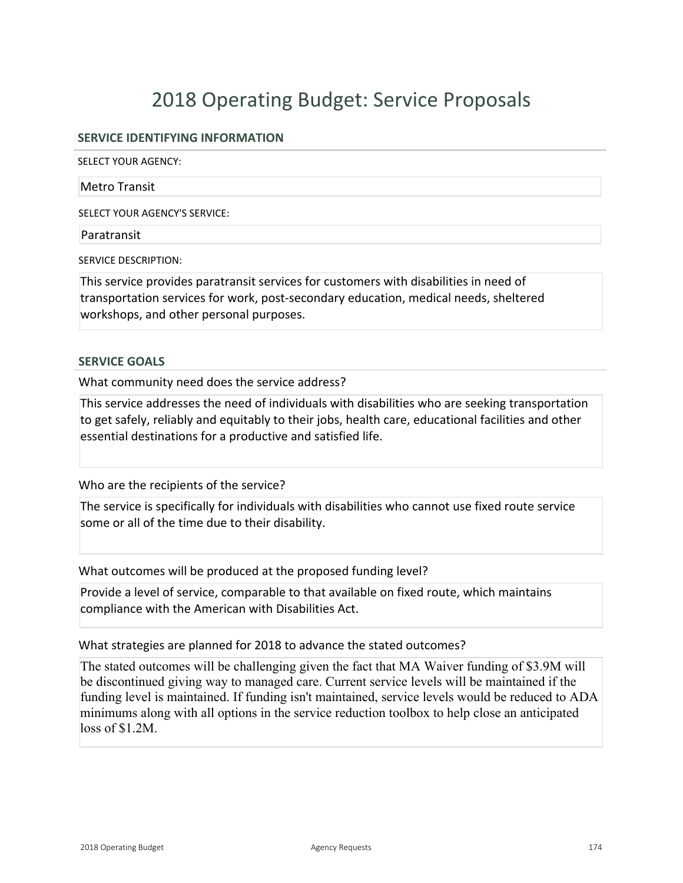# 2018 Operating Budget: Service Proposals

## SERVICE IDENTIFYING INFORMATION

SELECT YOUR AGENCY:

Metro Transit

SELECT YOUR AGENCY'S SERVICE:

Paratransit

SERVICE DESCRIPTION:

This service provides paratransit services for customers with disabilities in need of transportation services for work, post-secondary education, medical needs, sheltered workshops, and other personal purposes.

## SERVICE GOALS

What community need does the service address?

This service addresses the need of individuals with disabilities who are seeking transportation to get safely, reliably and equitably to their jobs, health care, educational facilities and other essential destinations for a productive and satisfied life.

Who are the recipients of the service?

The service is specifically for individuals with disabilities who cannot use fixed route service some or all of the time due to their disability.

What outcomes will be produced at the proposed funding level?

Provide a level of service, comparable to that available on fixed route, which maintains compliance with the American with Disabilities Act.

What strategies are planned for 2018 to advance the stated outcomes?

The stated outcomes will be challenging given the fact that MA Waiver funding of $3.9M will be discontinued giving way to managed care. Current service levels will be maintained if the funding level is maintained. If funding isn't maintained, service levels would be reduced to ADA minimums along with all options in the service reduction toolbox to help close an anticipated loss of $1.2M.